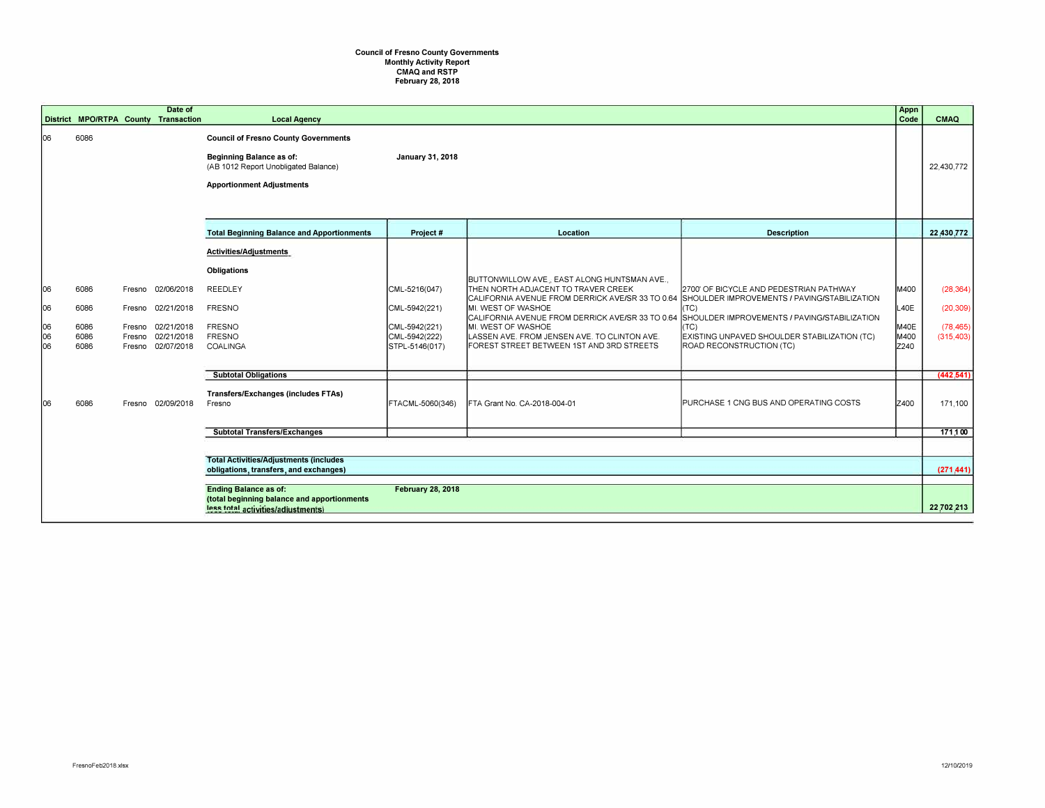**Council of Fresno County Governments**
**Monthly Activity Report**
**CMAQ and RSTP**
**February 28, 2018**

| District | MPO/RTPA | County | Date of Transaction | Local Agency | Project # | Location | Description | Appn Code | CMAQ |
|---|---|---|---|---|---|---|---|---|---|
| 06 | 6086 | | | **Council of Fresno County Governments** | | | | | |
| | | | | **Beginning Balance as of:** **January 31, 2018** (AB 1012 Report Unobligated Balance) | | | | | 22,430,772 |
| | | | | **Apportionment Adjustments** | | | | | |
| | | | | **Total Beginning Balance and Apportionments** | **Project #** | **Location** | **Description** | | **22,430,772** |
| | | | | **Activities/Adjustments** | | | | | |
| | | | | **Obligations** | | | | | |
| 06 | 6086 | Fresno | 02/06/2018 | REEDLEY | CML-5216(047) | BUTTONWILLOW AVE., EAST ALONG HUNTSMAN AVE., THEN NORTH ADJACENT TO TRAVER CREEK | 2700' OF BICYCLE AND PEDESTRIAN PATHWAY | M400 | (28,364) |
| 06 | 6086 | Fresno | 02/21/2018 | FRESNO | CML-5942(221) | CALIFORNIA AVENUE FROM DERRICK AVE/SR 33 TO 0.64 MI. WEST OF WASHOE | SHOULDER IMPROVEMENTS / PAVING/STABILIZATION (TC) | L40E | (20,309) |
| 06 | 6086 | Fresno | 02/21/2018 | FRESNO | CML-5942(221) | CALIFORNIA AVENUE FROM DERRICK AVE/SR 33 TO 0.64 MI. WEST OF WASHOE | SHOULDER IMPROVEMENTS / PAVING/STABILIZATION (TC) | M40E | (78,465) |
| 06 | 6086 | Fresno | 02/21/2018 | FRESNO | CML-5942(222) | LASSEN AVE. FROM JENSEN AVE. TO CLINTON AVE. | EXISTING UNPAVED SHOULDER STABILIZATION (TC) | M400 | (315,403) |
| 06 | 6086 | Fresno | 02/07/2018 | COALINGA | STPL-5146(017) | FOREST STREET BETWEEN 1ST AND 3RD STREETS | ROAD RECONSTRUCTION (TC) | Z240 | |
| | | | | **Subtotal Obligations** | | | | | **(442,541)** |
| | | | | **Transfers/Exchanges (includes FTAs)** | | | | | |
| 06 | 6086 | Fresno | 02/09/2018 | Fresno | FTACML-5060(346) | FTA Grant No. CA-2018-004-01 | PURCHASE 1 CNG BUS AND OPERATING COSTS | Z400 | 171,100 |
| | | | | **Subtotal Transfers/Exchanges** | | | | | **171,100** |
| | | | | **Total Activities/Adjustments (includes obligations, transfers, and exchanges)** | | | | | **(271,441)** |
| | | | | **Ending Balance as of:** **February 28, 2018** **(total beginning balance and apportionments less total activities/adjustments)** | | | | | **22,702,213** |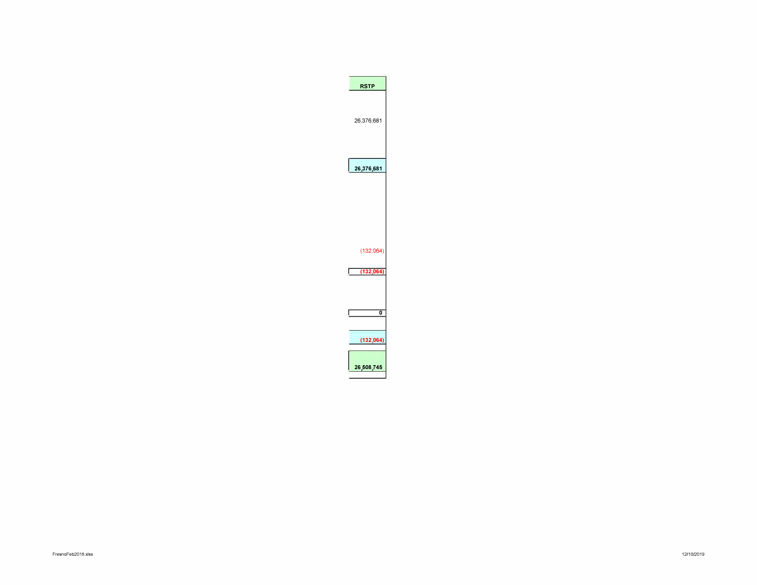| RSTP |
| --- |
| 26,376,681 |
| **26,376,681** |
| (132,064) |
| **(132,064)** |
| **0** |
| **(132,064)** |
| **26,508,745** |